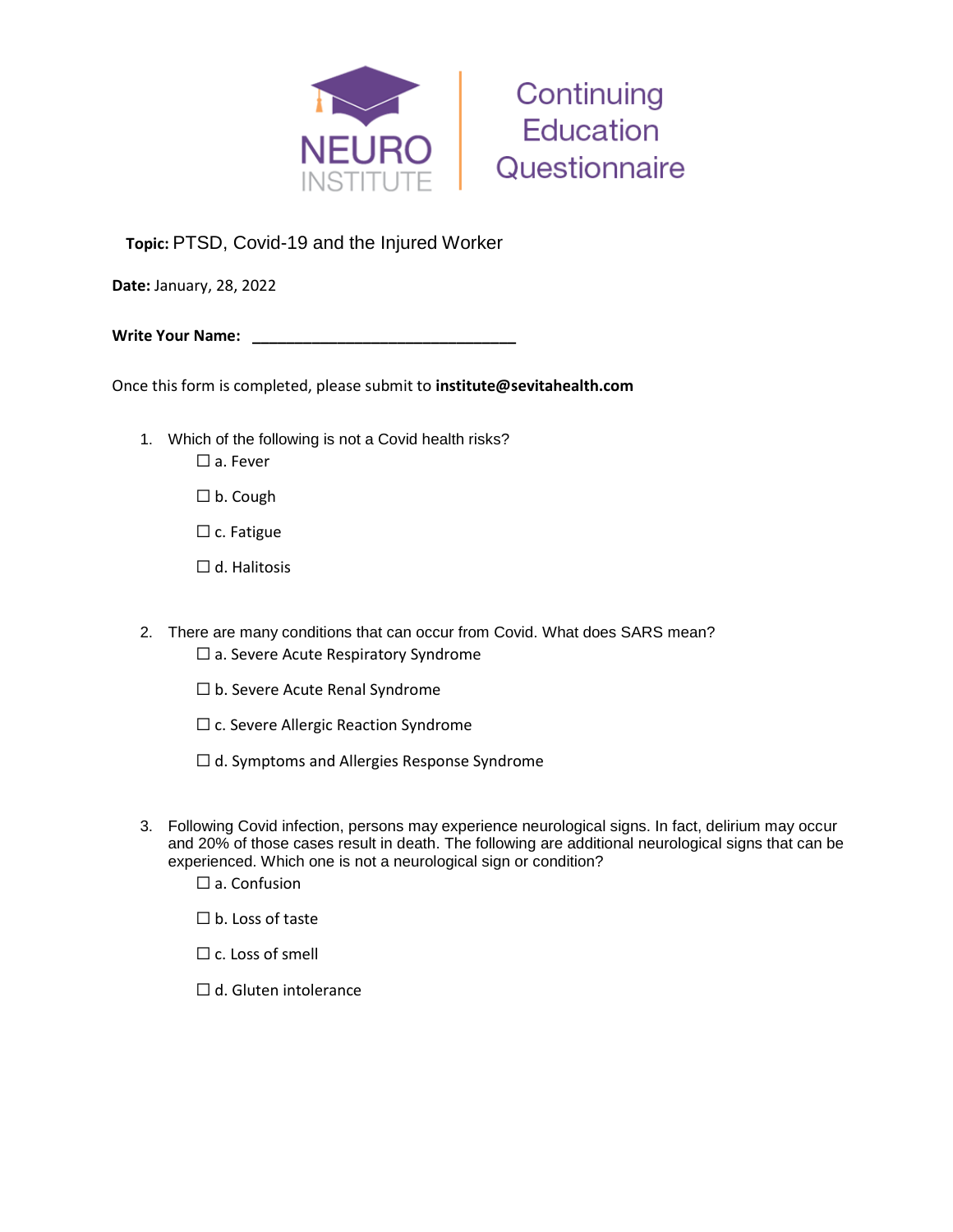# NEURO INSTITUTE — Continuing Education Questionnaire

**Topic:** PTSD, Covid-19 and the Injured Worker

**Date:** January, 28, 2022

**Write Your Name:** ________________________________

Once this form is completed, please submit to **institute@sevitahealth.com**

1. Which of the following is not a Covid health risks?
   - ☐ a. Fever
   - ☐ b. Cough
   - ☐ c. Fatigue
   - ☐ d. Halitosis

2. There are many conditions that can occur from Covid. What does SARS mean?
   - ☐ a. Severe Acute Respiratory Syndrome
   - ☐ b. Severe Acute Renal Syndrome
   - ☐ c. Severe Allergic Reaction Syndrome
   - ☐ d. Symptoms and Allergies Response Syndrome

3. Following Covid infection, persons may experience neurological signs. In fact, delirium may occur and 20% of those cases result in death. The following are additional neurological signs that can be experienced. Which one is not a neurological sign or condition?
   - ☐ a. Confusion
   - ☐ b. Loss of taste
   - ☐ c. Loss of smell
   - ☐ d. Gluten intolerance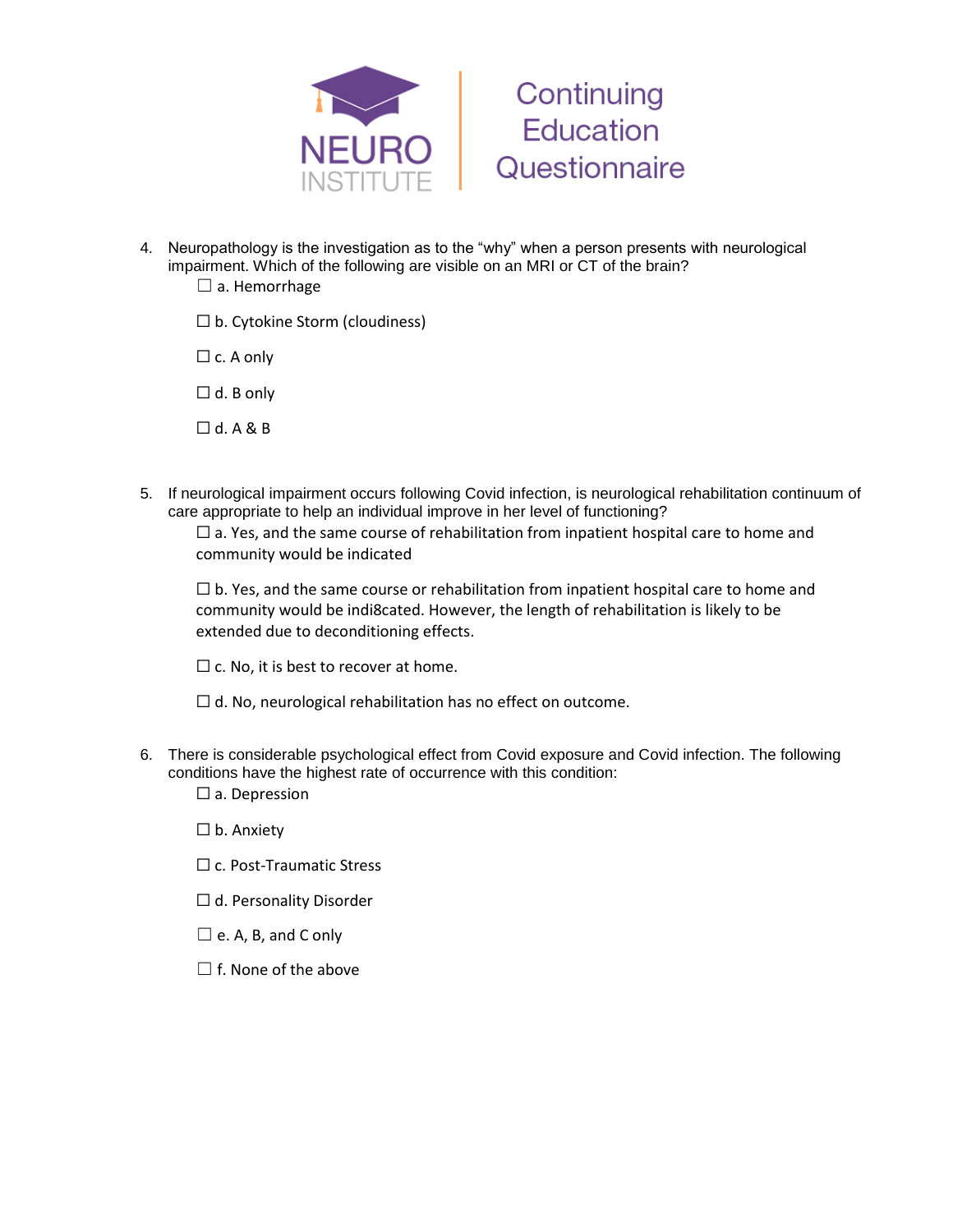4. Neuropathology is the investigation as to the "why" when a person presents with neurological impairment. Which of the following are visible on an MRI or CT of the brain?

   ☐ a. Hemorrhage

   ☐ b. Cytokine Storm (cloudiness)

   ☐ c. A only

   ☐ d. B only

   ☐ d. A & B

5. If neurological impairment occurs following Covid infection, is neurological rehabilitation continuum of care appropriate to help an individual improve in her level of functioning?

   ☐ a. Yes, and the same course of rehabilitation from inpatient hospital care to home and community would be indicated

   ☐ b. Yes, and the same course or rehabilitation from inpatient hospital care to home and community would be indi8cated. However, the length of rehabilitation is likely to be extended due to deconditioning effects.

   ☐ c. No, it is best to recover at home.

   ☐ d. No, neurological rehabilitation has no effect on outcome.

6. There is considerable psychological effect from Covid exposure and Covid infection. The following conditions have the highest rate of occurrence with this condition:

   ☐ a. Depression

   ☐ b. Anxiety

   ☐ c. Post-Traumatic Stress

   ☐ d. Personality Disorder

   ☐ e. A, B, and C only

   ☐ f. None of the above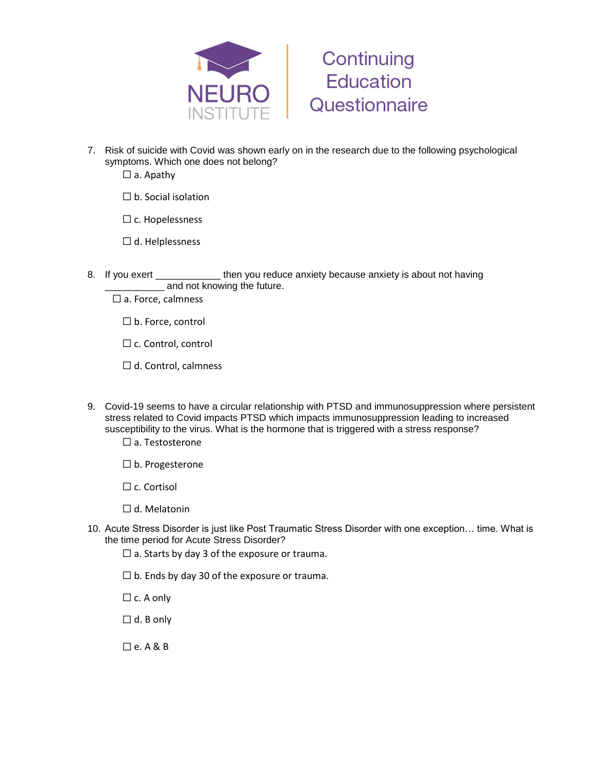7. Risk of suicide with Covid was shown early on in the research due to the following psychological symptoms. Which one does not belong?
   - ☐ a. Apathy
   - ☐ b. Social isolation
   - ☐ c. Hopelessness
   - ☐ d. Helplessness

8. If you exert ____________ then you reduce anxiety because anxiety is about not having ___________ and not knowing the future.
   - ☐ a. Force, calmness
   - ☐ b. Force, control
   - ☐ c. Control, control
   - ☐ d. Control, calmness

9. Covid-19 seems to have a circular relationship with PTSD and immunosuppression where persistent stress related to Covid impacts PTSD which impacts immunosuppression leading to increased susceptibility to the virus. What is the hormone that is triggered with a stress response?
   - ☐ a. Testosterone
   - ☐ b. Progesterone
   - ☐ c. Cortisol
   - ☐ d. Melatonin

10. Acute Stress Disorder is just like Post Traumatic Stress Disorder with one exception… time. What is the time period for Acute Stress Disorder?
    - ☐ a. Starts by day 3 of the exposure or trauma.
    - ☐ b. Ends by day 30 of the exposure or trauma.
    - ☐ c. A only
    - ☐ d. B only
    - ☐ e. A & B